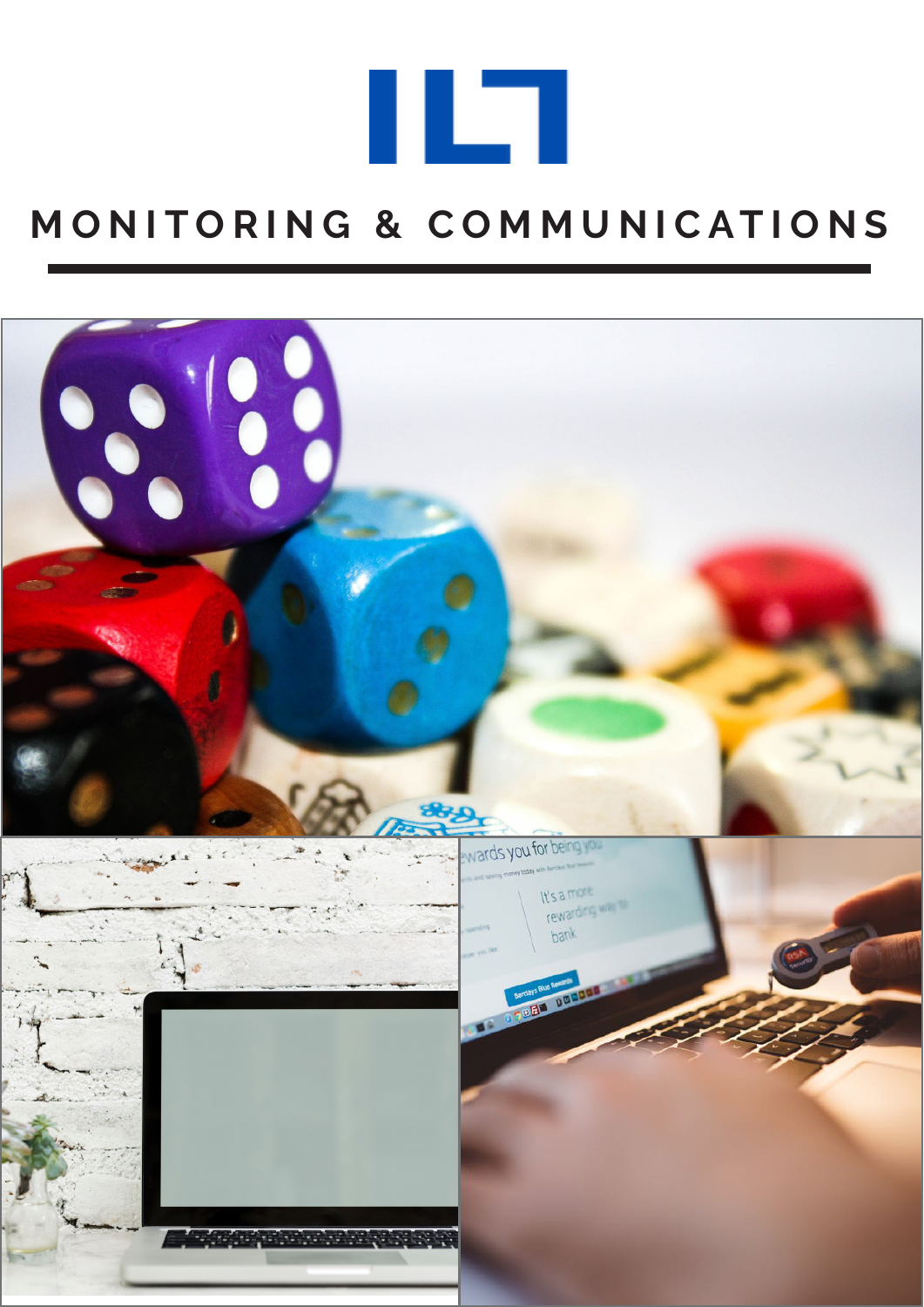# MONITORING & COMMUNICATIONS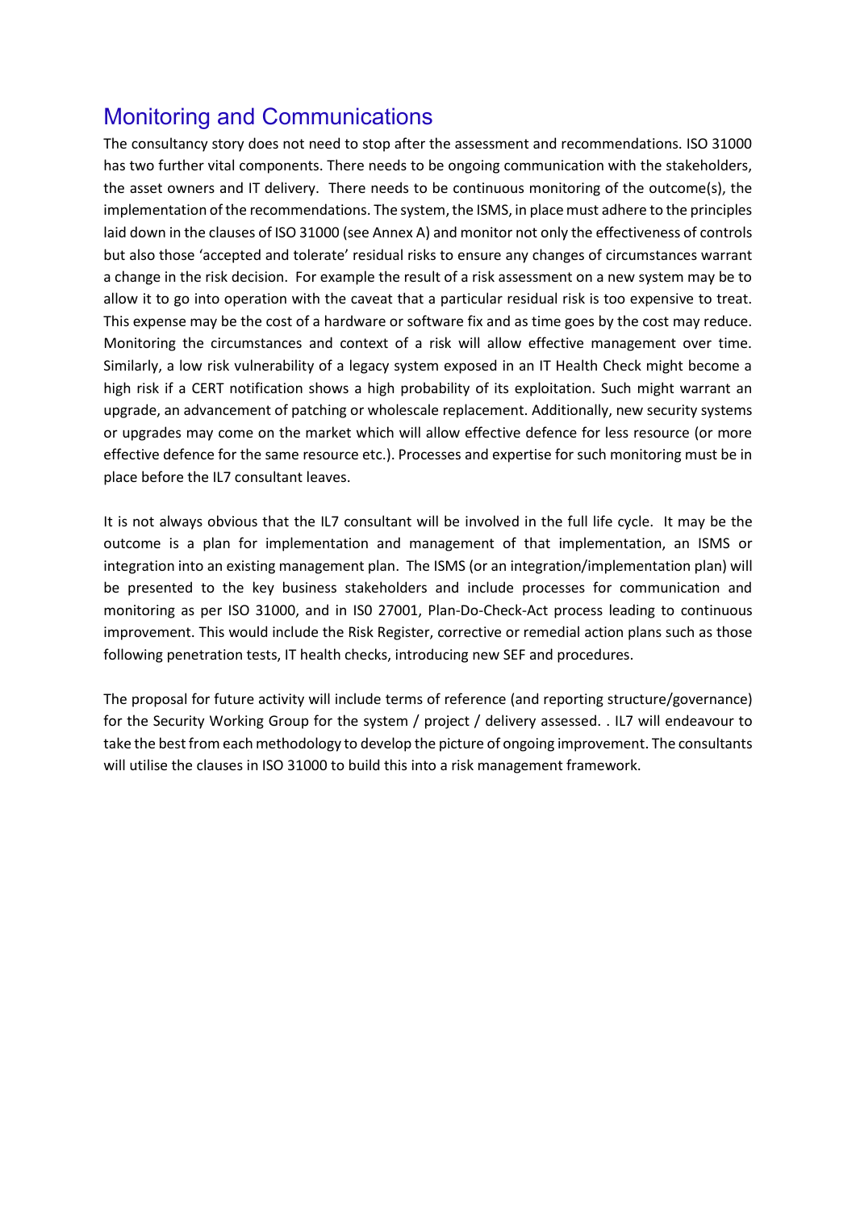## Monitoring and Communications

The consultancy story does not need to stop after the assessment and recommendations. ISO 31000 has two further vital components. There needs to be ongoing communication with the stakeholders, the asset owners and IT delivery. There needs to be continuous monitoring of the outcome(s), the implementation of the recommendations. The system, the ISMS, in place must adhere to the principles laid down in the clauses of ISO 31000 (see Annex A) and monitor not only the effectiveness of controls but also those 'accepted and tolerate' residual risks to ensure any changes of circumstances warrant a change in the risk decision. For example the result of a risk assessment on a new system may be to allow it to go into operation with the caveat that a particular residual risk is too expensive to treat. This expense may be the cost of a hardware or software fix and as time goes by the cost may reduce. Monitoring the circumstances and context of a risk will allow effective management over time. Similarly, a low risk vulnerability of a legacy system exposed in an IT Health Check might become a high risk if a CERT notification shows a high probability of its exploitation. Such might warrant an upgrade, an advancement of patching or wholescale replacement. Additionally, new security systems or upgrades may come on the market which will allow effective defence for less resource (or more effective defence for the same resource etc.). Processes and expertise for such monitoring must be in place before the IL7 consultant leaves.

It is not always obvious that the IL7 consultant will be involved in the full life cycle. It may be the outcome is a plan for implementation and management of that implementation, an ISMS or integration into an existing management plan. The ISMS (or an integration/implementation plan) will be presented to the key business stakeholders and include processes for communication and monitoring as per ISO 31000, and in IS0 27001, Plan-Do-Check-Act process leading to continuous improvement. This would include the Risk Register, corrective or remedial action plans such as those following penetration tests, IT health checks, introducing new SEF and procedures.

The proposal for future activity will include terms of reference (and reporting structure/governance) for the Security Working Group for the system / project / delivery assessed. . IL7 will endeavour to take the best from each methodology to develop the picture of ongoing improvement. The consultants will utilise the clauses in ISO 31000 to build this into a risk management framework.